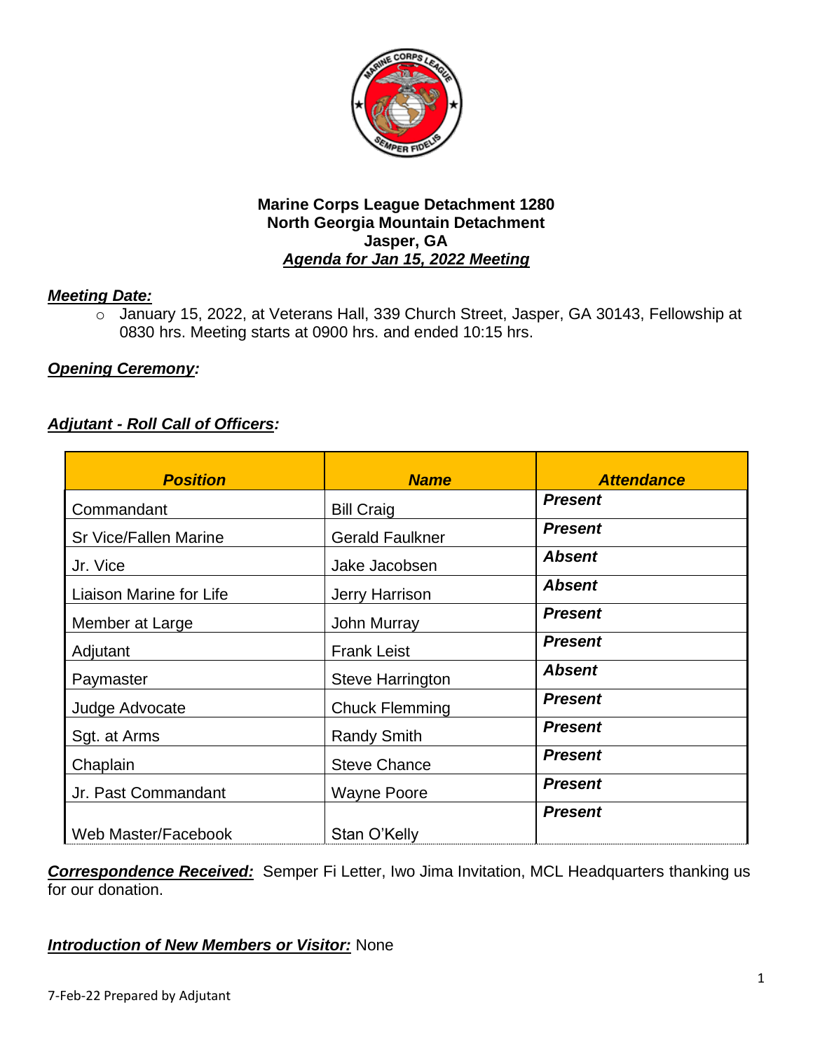**Marine Corps League Detachment 1280**
**North Georgia Mountain Detachment**
**Jasper, GA**
***Agenda for Jan 15, 2022 Meeting***

***Meeting Date:***

- January 15, 2022, at Veterans Hall, 339 Church Street, Jasper, GA 30143, Fellowship at 0830 hrs. Meeting starts at 0900 hrs. and ended 10:15 hrs.

***Opening Ceremony:***

***Adjutant - Roll Call of Officers:***

| *Position* | *Name* | *Attendance* |
|---|---|---|
| Commandant | Bill Craig | ***Present*** |
| Sr Vice/Fallen Marine | Gerald Faulkner | ***Present*** |
| Jr. Vice | Jake Jacobsen | ***Absent*** |
| Liaison Marine for Life | Jerry Harrison | ***Absent*** |
| Member at Large | John Murray | ***Present*** |
| Adjutant | Frank Leist | ***Present*** |
| Paymaster | Steve Harrington | ***Absent*** |
| Judge Advocate | Chuck Flemming | ***Present*** |
| Sgt. at Arms | Randy Smith | ***Present*** |
| Chaplain | Steve Chance | ***Present*** |
| Jr. Past Commandant | Wayne Poore | ***Present*** |
| Web Master/Facebook | Stan O'Kelly | ***Present*** |

***Correspondence Received:*** Semper Fi Letter, Iwo Jima Invitation, MCL Headquarters thanking us for our donation.

***Introduction of New Members or Visitor:*** None

7-Feb-22 Prepared by Adjutant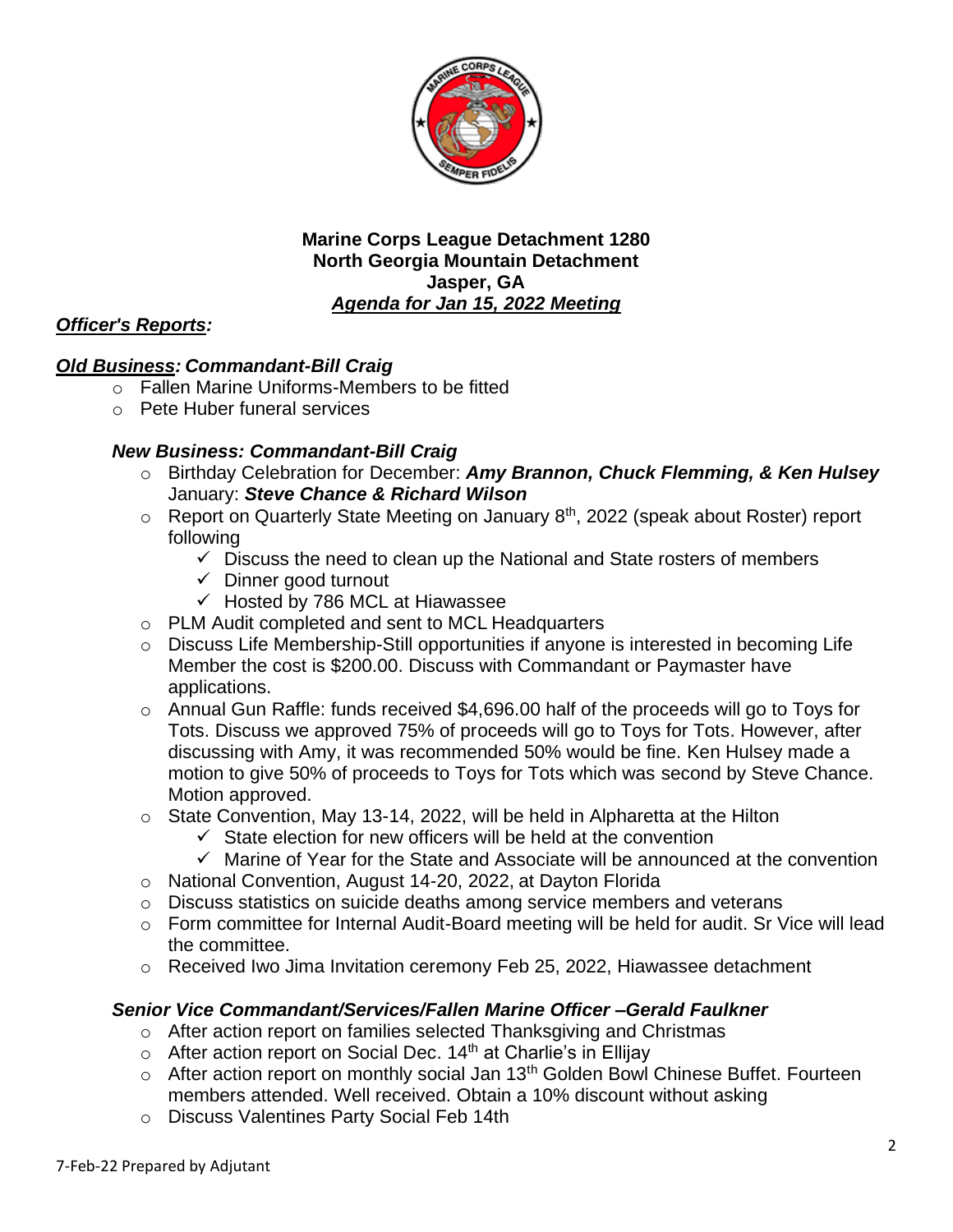**Marine Corps League Detachment 1280**
**North Georgia Mountain Detachment**
**Jasper, GA**
***Agenda for Jan 15, 2022 Meeting***

***Officer's Reports:***

***Old Business: Commandant-Bill Craig***

- Fallen Marine Uniforms-Members to be fitted
- Pete Huber funeral services

***New Business: Commandant-Bill Craig***

- Birthday Celebration for December: ***Amy Brannon, Chuck Flemming, & Ken Hulsey*** January: ***Steve Chance & Richard Wilson***
- Report on Quarterly State Meeting on January 8th, 2022 (speak about Roster) report following
  - ✓ Discuss the need to clean up the National and State rosters of members
  - ✓ Dinner good turnout
  - ✓ Hosted by 786 MCL at Hiawassee
- PLM Audit completed and sent to MCL Headquarters
- Discuss Life Membership-Still opportunities if anyone is interested in becoming Life Member the cost is $200.00. Discuss with Commandant or Paymaster have applications.
- Annual Gun Raffle: funds received $4,696.00 half of the proceeds will go to Toys for Tots. Discuss we approved 75% of proceeds will go to Toys for Tots. However, after discussing with Amy, it was recommended 50% would be fine. Ken Hulsey made a motion to give 50% of proceeds to Toys for Tots which was second by Steve Chance. Motion approved.
- State Convention, May 13-14, 2022, will be held in Alpharetta at the Hilton
  - ✓ State election for new officers will be held at the convention
  - ✓ Marine of Year for the State and Associate will be announced at the convention
- National Convention, August 14-20, 2022, at Dayton Florida
- Discuss statistics on suicide deaths among service members and veterans
- Form committee for Internal Audit-Board meeting will be held for audit. Sr Vice will lead the committee.
- Received Iwo Jima Invitation ceremony Feb 25, 2022, Hiawassee detachment

***Senior Vice Commandant/Services/Fallen Marine Officer –Gerald Faulkner***

- After action report on families selected Thanksgiving and Christmas
- After action report on Social Dec. 14th at Charlie's in Ellijay
- After action report on monthly social Jan 13th Golden Bowl Chinese Buffet. Fourteen members attended. Well received. Obtain a 10% discount without asking
- Discuss Valentines Party Social Feb 14th

7-Feb-22 Prepared by Adjutant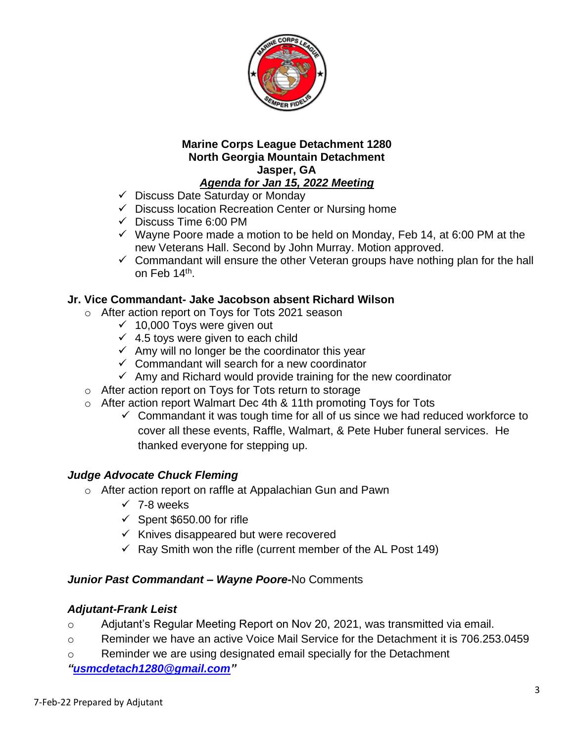**Marine Corps League Detachment 1280**
**North Georgia Mountain Detachment**
**Jasper, GA**
***Agenda for Jan 15, 2022 Meeting***

- ✓ Discuss Date Saturday or Monday
- ✓ Discuss location Recreation Center or Nursing home
- ✓ Discuss Time 6:00 PM
- ✓ Wayne Poore made a motion to be held on Monday, Feb 14, at 6:00 PM at the new Veterans Hall. Second by John Murray. Motion approved.
- ✓ Commandant will ensure the other Veteran groups have nothing plan for the hall on Feb 14th.

**Jr. Vice Commandant- Jake Jacobson absent Richard Wilson**

- After action report on Toys for Tots 2021 season
  - ✓ 10,000 Toys were given out
  - ✓ 4.5 toys were given to each child
  - ✓ Amy will no longer be the coordinator this year
  - ✓ Commandant will search for a new coordinator
  - ✓ Amy and Richard would provide training for the new coordinator
- After action report on Toys for Tots return to storage
- After action report Walmart Dec 4th & 11th promoting Toys for Tots
  - ✓ Commandant it was tough time for all of us since we had reduced workforce to cover all these events, Raffle, Walmart, & Pete Huber funeral services. He thanked everyone for stepping up.

***Judge Advocate Chuck Fleming***

- After action report on raffle at Appalachian Gun and Pawn
  - ✓ 7-8 weeks
  - ✓ Spent $650.00 for rifle
  - ✓ Knives disappeared but were recovered
  - ✓ Ray Smith won the rifle (current member of the AL Post 149)

***Junior Past Commandant – Wayne Poore-***No Comments

***Adjutant-Frank Leist***

- Adjutant's Regular Meeting Report on Nov 20, 2021, was transmitted via email.
- Reminder we have an active Voice Mail Service for the Detachment it is 706.253.0459
- Reminder we are using designated email specially for the Detachment

***"usmcdetach1280@gmail.com"***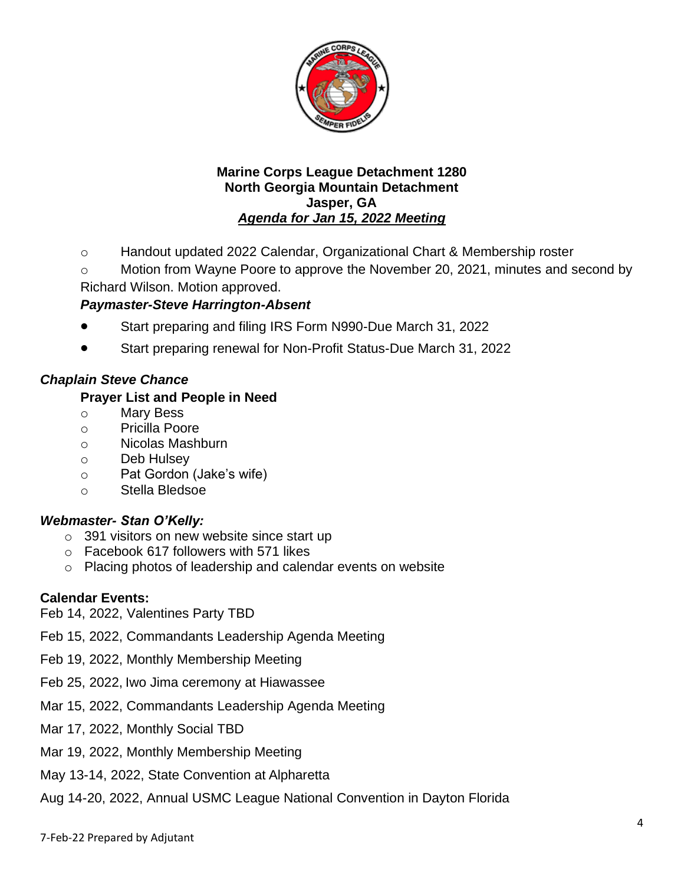**Marine Corps League Detachment 1280**
**North Georgia Mountain Detachment**
**Jasper, GA**
***Agenda for Jan 15, 2022 Meeting***

- Handout updated 2022 Calendar, Organizational Chart & Membership roster
- Motion from Wayne Poore to approve the November 20, 2021, minutes and second by Richard Wilson. Motion approved.

***Paymaster-Steve Harrington-Absent***

- Start preparing and filing IRS Form N990-Due March 31, 2022
- Start preparing renewal for Non-Profit Status-Due March 31, 2022

***Chaplain Steve Chance***

**Prayer List and People in Need**

- Mary Bess
- Pricilla Poore
- Nicolas Mashburn
- Deb Hulsey
- Pat Gordon (Jake's wife)
- Stella Bledsoe

***Webmaster- Stan O'Kelly:***

- 391 visitors on new website since start up
- Facebook 617 followers with 571 likes
- Placing photos of leadership and calendar events on website

**Calendar Events:**

Feb 14, 2022, Valentines Party TBD

Feb 15, 2022, Commandants Leadership Agenda Meeting

Feb 19, 2022, Monthly Membership Meeting

Feb 25, 2022, Iwo Jima ceremony at Hiawassee

Mar 15, 2022, Commandants Leadership Agenda Meeting

Mar 17, 2022, Monthly Social TBD

Mar 19, 2022, Monthly Membership Meeting

May 13-14, 2022, State Convention at Alpharetta

Aug 14-20, 2022, Annual USMC League National Convention in Dayton Florida

7-Feb-22 Prepared by Adjutant